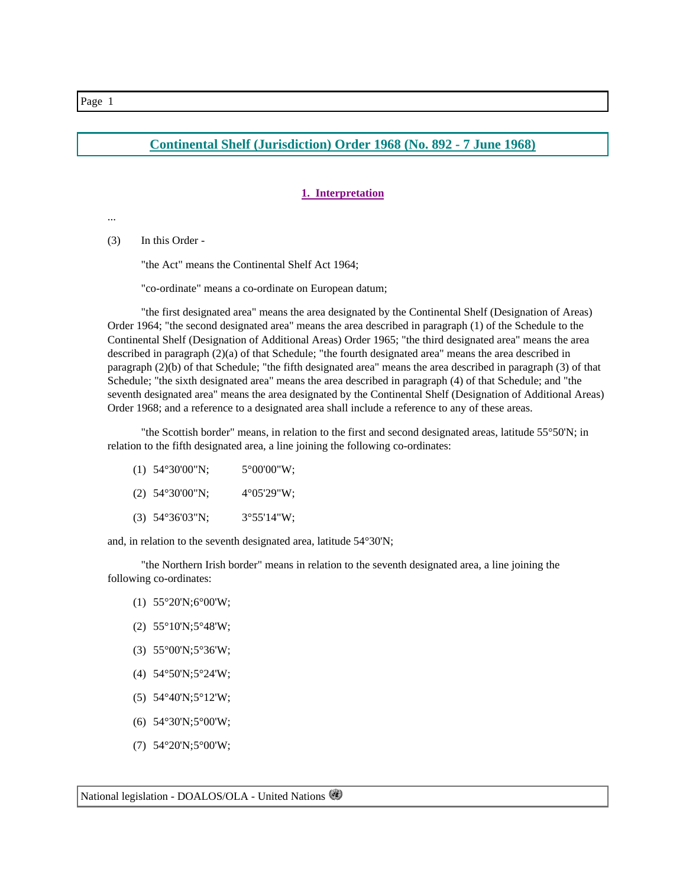# Continental Shelf (Jurisdiction) Order 1968 (No. 892 - 7 June 1968)

## 1. Interpretation

...

(3) In this Order -

"the Act" means the Continental Shelf Act 1964;

"co-ordinate" means a co-ordinate on European datum;

"the first designated area" means the area designated by the Continental Shelf (Designation of Areas) Order 1964; "the second designated area" means the area described in paragraph (1) of the Schedule to the Continental Shelf (Designation of Additional Areas) Order 1965; "the third designated area" means the area described in paragraph (2)(a) of that Schedule; "the fourth designated area" means the area described in paragraph (2)(b) of that Schedule; "the fifth designated area" means the area described in paragraph (3) of that Schedule; "the sixth designated area" means the area described in paragraph (4) of that Schedule; and "the seventh designated area" means the area designated by the Continental Shelf (Designation of Additional Areas) Order 1968; and a reference to a designated area shall include a reference to any of these areas.

"the Scottish border" means, in relation to the first and second designated areas, latitude 55°50'N; in relation to the fifth designated area, a line joining the following co-ordinates:

(1) 54°30'00"N; 5°00'00"W;

(2) 54°30'00"N; 4°05'29"W;

(3) 54°36'03"N; 3°55'14"W;

and, in relation to the seventh designated area, latitude 54°30'N;

"the Northern Irish border" means in relation to the seventh designated area, a line joining the following co-ordinates:

(1) 55°20'N;6°00'W;

(2) 55°10'N;5°48'W;

(3) 55°00'N;5°36'W;

(4) 54°50'N;5°24'W;

(5) 54°40'N;5°12'W;

(6) 54°30'N;5°00'W;

(7) 54°20'N;5°00'W;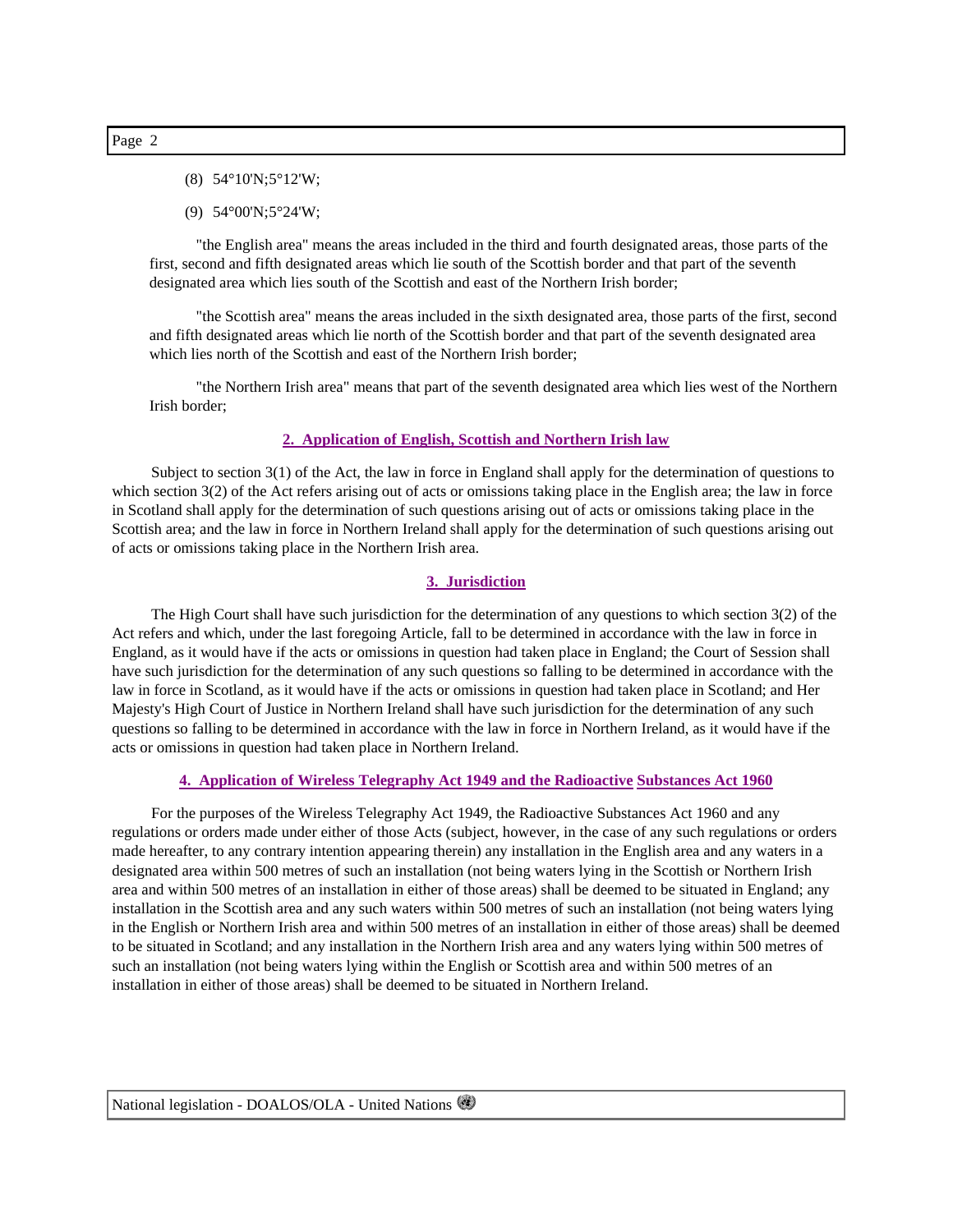(8) 54°10'N;5°12'W;

(9) 54°00'N;5°24'W;

"the English area" means the areas included in the third and fourth designated areas, those parts of the first, second and fifth designated areas which lie south of the Scottish border and that part of the seventh designated area which lies south of the Scottish and east of the Northern Irish border;

"the Scottish area" means the areas included in the sixth designated area, those parts of the first, second and fifth designated areas which lie north of the Scottish border and that part of the seventh designated area which lies north of the Scottish and east of the Northern Irish border;

"the Northern Irish area" means that part of the seventh designated area which lies west of the Northern Irish border;

## 2. Application of English, Scottish and Northern Irish law

Subject to section 3(1) of the Act, the law in force in England shall apply for the determination of questions to which section 3(2) of the Act refers arising out of acts or omissions taking place in the English area; the law in force in Scotland shall apply for the determination of such questions arising out of acts or omissions taking place in the Scottish area; and the law in force in Northern Ireland shall apply for the determination of such questions arising out of acts or omissions taking place in the Northern Irish area.

## 3. Jurisdiction

The High Court shall have such jurisdiction for the determination of any questions to which section 3(2) of the Act refers and which, under the last foregoing Article, fall to be determined in accordance with the law in force in England, as it would have if the acts or omissions in question had taken place in England; the Court of Session shall have such jurisdiction for the determination of any such questions so falling to be determined in accordance with the law in force in Scotland, as it would have if the acts or omissions in question had taken place in Scotland; and Her Majesty's High Court of Justice in Northern Ireland shall have such jurisdiction for the determination of any such questions so falling to be determined in accordance with the law in force in Northern Ireland, as it would have if the acts or omissions in question had taken place in Northern Ireland.

## 4. Application of Wireless Telegraphy Act 1949 and the Radioactive Substances Act 1960

For the purposes of the Wireless Telegraphy Act 1949, the Radioactive Substances Act 1960 and any regulations or orders made under either of those Acts (subject, however, in the case of any such regulations or orders made hereafter, to any contrary intention appearing therein) any installation in the English area and any waters in a designated area within 500 metres of such an installation (not being waters lying in the Scottish or Northern Irish area and within 500 metres of an installation in either of those areas) shall be deemed to be situated in England; any installation in the Scottish area and any such waters within 500 metres of such an installation (not being waters lying in the English or Northern Irish area and within 500 metres of an installation in either of those areas) shall be deemed to be situated in Scotland; and any installation in the Northern Irish area and any waters lying within 500 metres of such an installation (not being waters lying within the English or Scottish area and within 500 metres of an installation in either of those areas) shall be deemed to be situated in Northern Ireland.